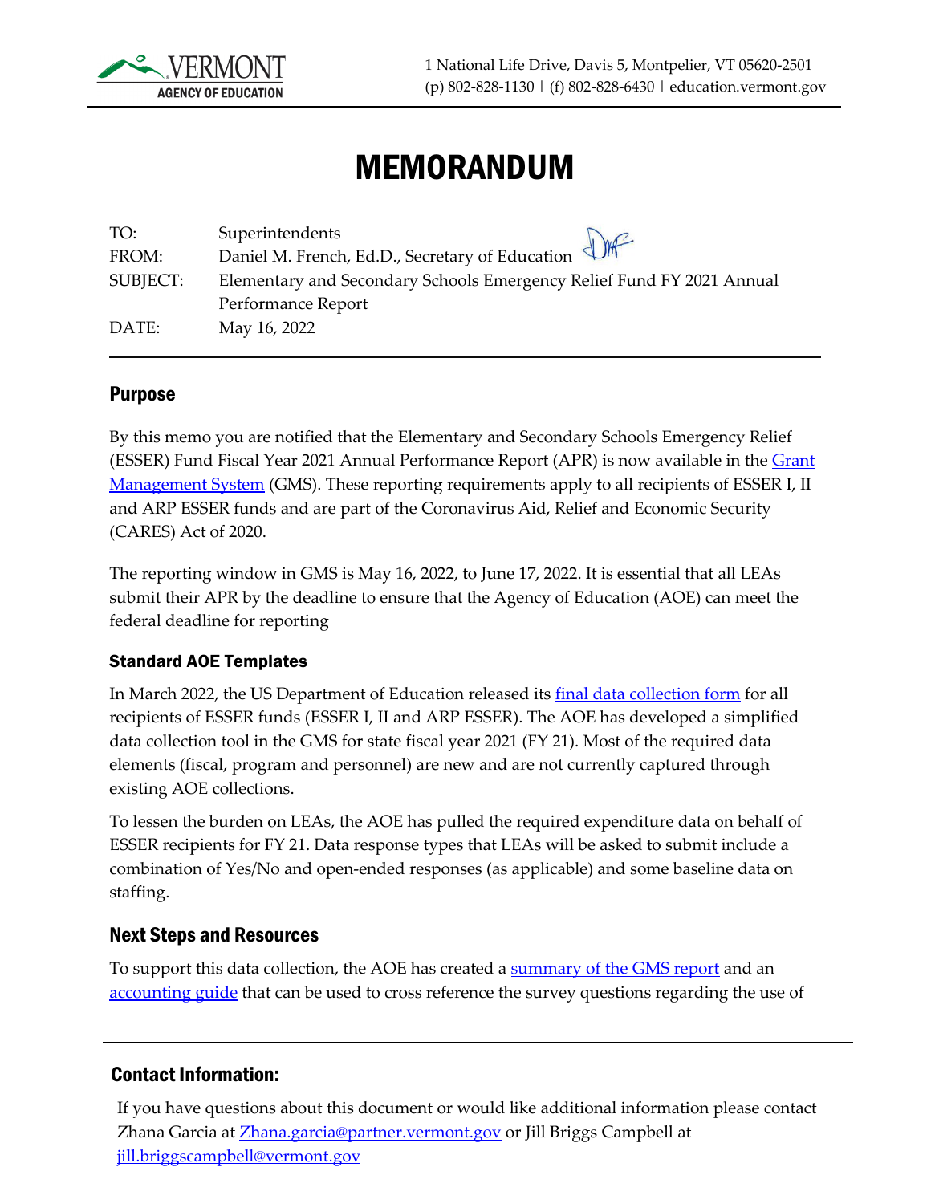VERMONT AGENCY OF EDUCATION

1 National Life Drive, Davis 5, Montpelier, VT 05620-2501
(p) 802-828-1130 | (f) 802-828-6430 | education.vermont.gov

# MEMORANDUM

| | |
|---|---|
| TO: | Superintendents |
| FROM: | Daniel M. French, Ed.D., Secretary of Education |
| SUBJECT: | Elementary and Secondary Schools Emergency Relief Fund FY 2021 Annual Performance Report |
| DATE: | May 16, 2022 |

## Purpose

By this memo you are notified that the Elementary and Secondary Schools Emergency Relief (ESSER) Fund Fiscal Year 2021 Annual Performance Report (APR) is now available in the Grant Management System (GMS). These reporting requirements apply to all recipients of ESSER I, II and ARP ESSER funds and are part of the Coronavirus Aid, Relief and Economic Security (CARES) Act of 2020.

The reporting window in GMS is May 16, 2022, to June 17, 2022. It is essential that all LEAs submit their APR by the deadline to ensure that the Agency of Education (AOE) can meet the federal deadline for reporting

### Standard AOE Templates

In March 2022, the US Department of Education released its final data collection form for all recipients of ESSER funds (ESSER I, II and ARP ESSER). The AOE has developed a simplified data collection tool in the GMS for state fiscal year 2021 (FY 21). Most of the required data elements (fiscal, program and personnel) are new and are not currently captured through existing AOE collections.

To lessen the burden on LEAs, the AOE has pulled the required expenditure data on behalf of ESSER recipients for FY 21. Data response types that LEAs will be asked to submit include a combination of Yes/No and open-ended responses (as applicable) and some baseline data on staffing.

## Next Steps and Resources

To support this data collection, the AOE has created a summary of the GMS report and an accounting guide that can be used to cross reference the survey questions regarding the use of

## Contact Information:

If you have questions about this document or would like additional information please contact Zhana Garcia at Zhana.garcia@partner.vermont.gov or Jill Briggs Campbell at jill.briggscampbell@vermont.gov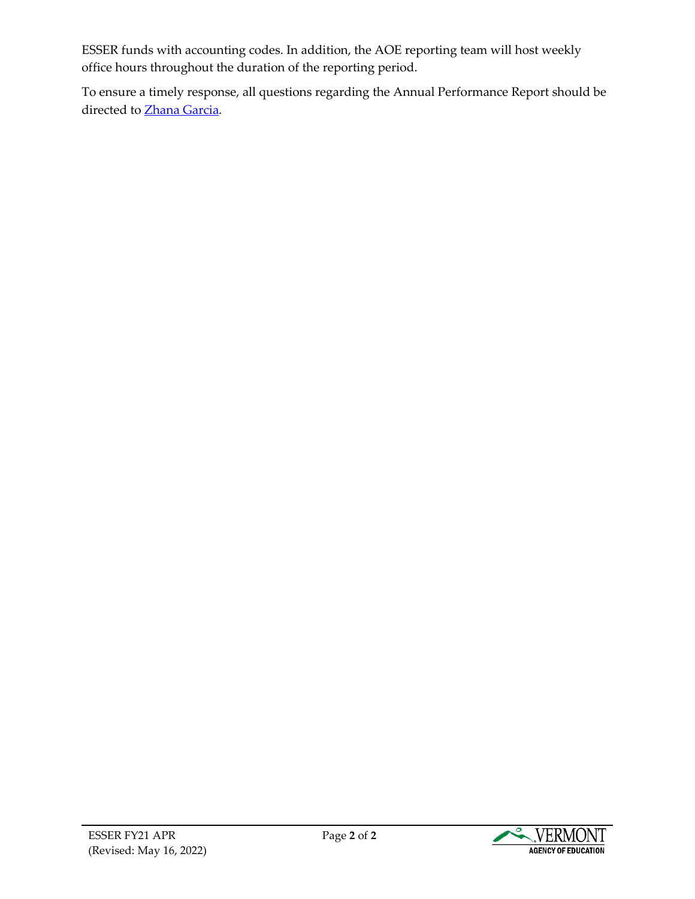ESSER funds with accounting codes. In addition, the AOE reporting team will host weekly office hours throughout the duration of the reporting period.

To ensure a timely response, all questions regarding the Annual Performance Report should be directed to Zhana Garcia.